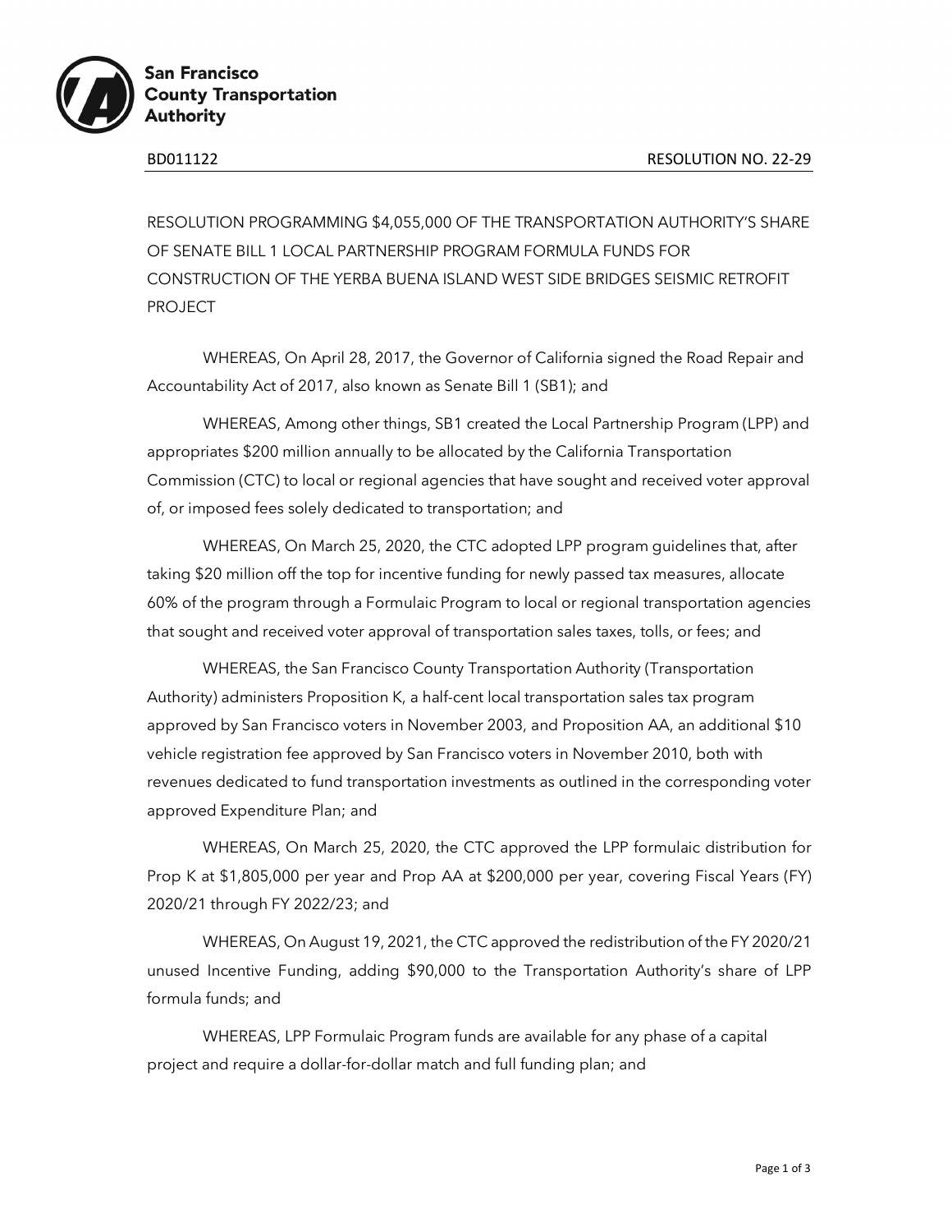**San Francisco County Transportation Authority**

BD011122 RESOLUTION NO. 22-29

RESOLUTION PROGRAMMING $4,055,000 OF THE TRANSPORTATION AUTHORITY'S SHARE OF SENATE BILL 1 LOCAL PARTNERSHIP PROGRAM FORMULA FUNDS FOR CONSTRUCTION OF THE YERBA BUENA ISLAND WEST SIDE BRIDGES SEISMIC RETROFIT PROJECT

WHEREAS, On April 28, 2017, the Governor of California signed the Road Repair and Accountability Act of 2017, also known as Senate Bill 1 (SB1); and

WHEREAS, Among other things, SB1 created the Local Partnership Program (LPP) and appropriates $200 million annually to be allocated by the California Transportation Commission (CTC) to local or regional agencies that have sought and received voter approval of, or imposed fees solely dedicated to transportation; and

WHEREAS, On March 25, 2020, the CTC adopted LPP program guidelines that, after taking $20 million off the top for incentive funding for newly passed tax measures, allocate 60% of the program through a Formulaic Program to local or regional transportation agencies that sought and received voter approval of transportation sales taxes, tolls, or fees; and

WHEREAS, the San Francisco County Transportation Authority (Transportation Authority) administers Proposition K, a half-cent local transportation sales tax program approved by San Francisco voters in November 2003, and Proposition AA, an additional $10 vehicle registration fee approved by San Francisco voters in November 2010, both with revenues dedicated to fund transportation investments as outlined in the corresponding voter approved Expenditure Plan; and

WHEREAS, On March 25, 2020, the CTC approved the LPP formulaic distribution for Prop K at $1,805,000 per year and Prop AA at $200,000 per year, covering Fiscal Years (FY) 2020/21 through FY 2022/23; and

WHEREAS, On August 19, 2021, the CTC approved the redistribution of the FY 2020/21 unused Incentive Funding, adding $90,000 to the Transportation Authority's share of LPP formula funds; and

WHEREAS, LPP Formulaic Program funds are available for any phase of a capital project and require a dollar-for-dollar match and full funding plan; and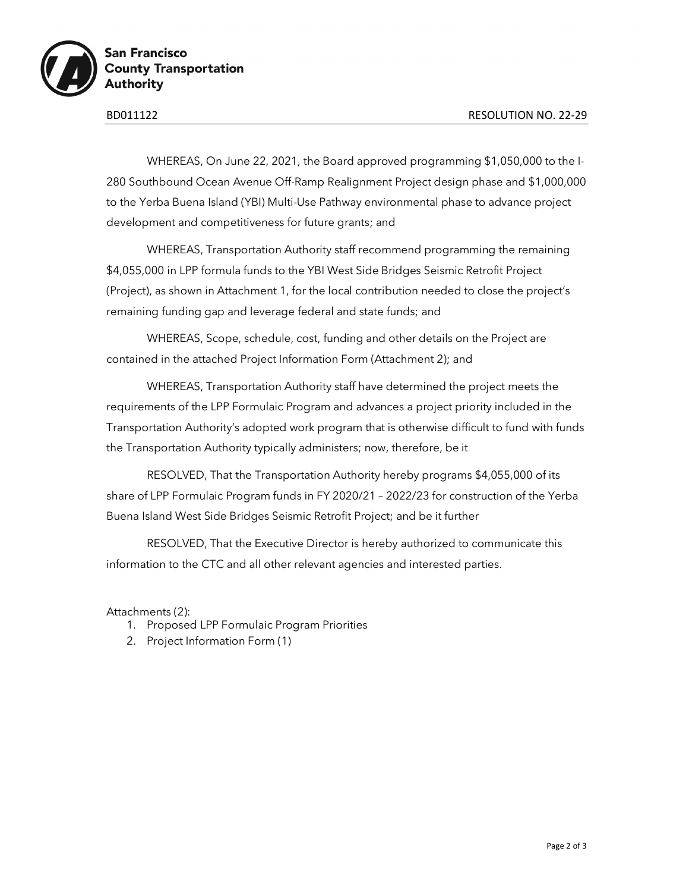BD011122 RESOLUTION NO. 22-29

WHEREAS, On June 22, 2021, the Board approved programming $1,050,000 to the I-280 Southbound Ocean Avenue Off-Ramp Realignment Project design phase and $1,000,000 to the Yerba Buena Island (YBI) Multi-Use Pathway environmental phase to advance project development and competitiveness for future grants; and

WHEREAS, Transportation Authority staff recommend programming the remaining $4,055,000 in LPP formula funds to the YBI West Side Bridges Seismic Retrofit Project (Project), as shown in Attachment 1, for the local contribution needed to close the project's remaining funding gap and leverage federal and state funds; and

WHEREAS, Scope, schedule, cost, funding and other details on the Project are contained in the attached Project Information Form (Attachment 2); and

WHEREAS, Transportation Authority staff have determined the project meets the requirements of the LPP Formulaic Program and advances a project priority included in the Transportation Authority's adopted work program that is otherwise difficult to fund with funds the Transportation Authority typically administers; now, therefore, be it

RESOLVED, That the Transportation Authority hereby programs $4,055,000 of its share of LPP Formulaic Program funds in FY 2020/21 – 2022/23 for construction of the Yerba Buena Island West Side Bridges Seismic Retrofit Project; and be it further

RESOLVED, That the Executive Director is hereby authorized to communicate this information to the CTC and all other relevant agencies and interested parties.

Attachments (2):

1. Proposed LPP Formulaic Program Priorities
2. Project Information Form (1)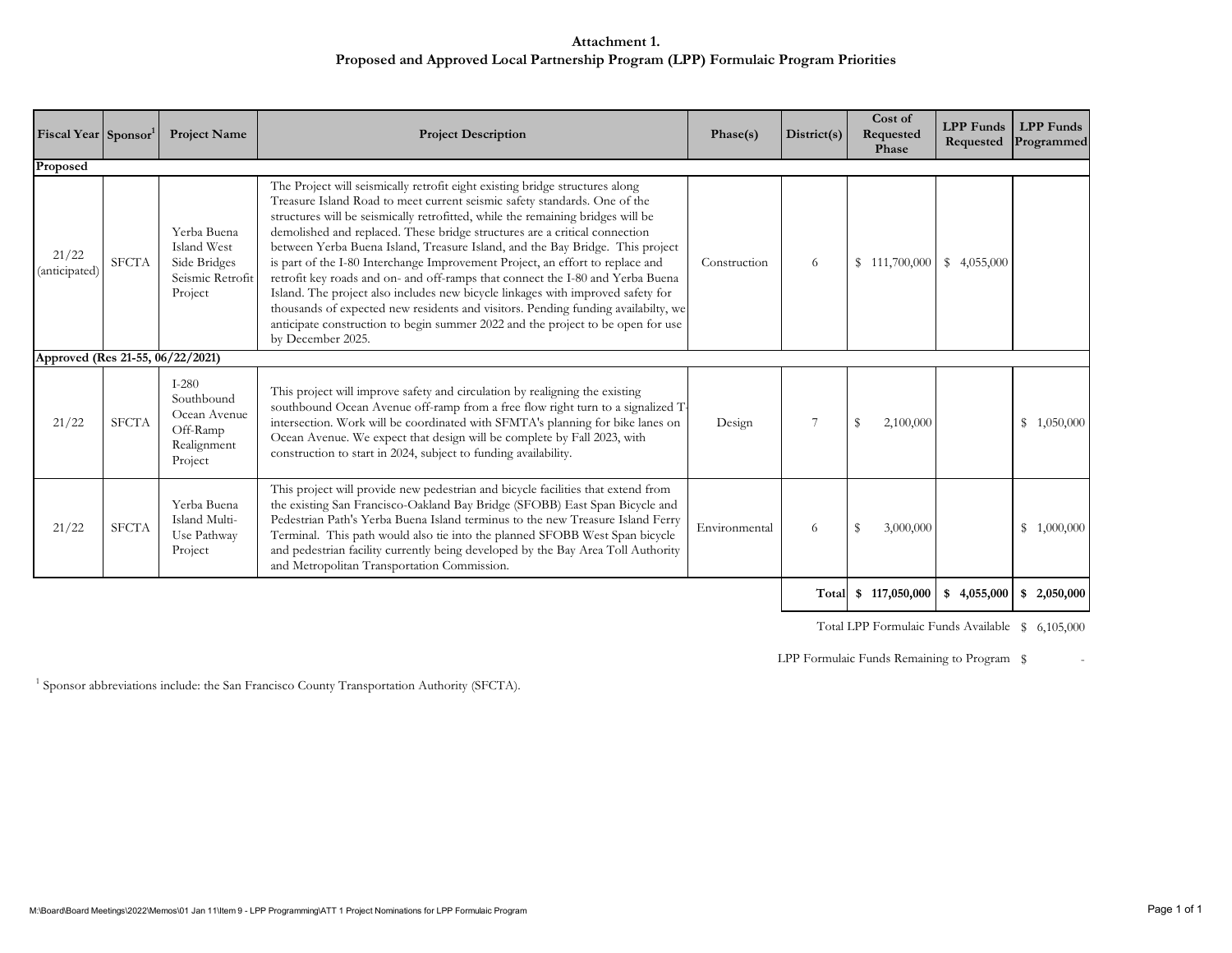**Attachment 1.**
**Proposed and Approved Local Partnership Program (LPP) Formulaic Program Priorities**

| Fiscal Year | Sponsor[1] | Project Name | Project Description | Phase(s) | District(s) | Cost of Requested Phase | LPP Funds Requested | LPP Funds Programmed |
|---|---|---|---|---|---|---|---|---|
| **Proposed** | | | | | | | | |
| 21/22 (anticipated) | SFCTA | Yerba Buena Island West Side Bridges Seismic Retrofit Project | The Project will seismically retrofit eight existing bridge structures along Treasure Island Road to meet current seismic safety standards. One of the structures will be seismically retrofitted, while the remaining bridges will be demolished and replaced. These bridge structures are a critical connection between Yerba Buena Island, Treasure Island, and the Bay Bridge. This project is part of the I-80 Interchange Improvement Project, an effort to replace and retrofit key roads and on- and off-ramps that connect the I-80 and Yerba Buena Island. The project also includes new bicycle linkages with improved safety for thousands of expected new residents and visitors. Pending funding availabilty, we anticipate construction to begin summer 2022 and the project to be open for use by December 2025. | Construction | 6 | $ 111,700,000 | $ 4,055,000 | |
| **Approved (Res 21-55, 06/22/2021)** | | | | | | | | |
| 21/22 | SFCTA | I-280 Southbound Ocean Avenue Off-Ramp Realignment Project | This project will improve safety and circulation by realigning the existing southbound Ocean Avenue off-ramp from a free flow right turn to a signalized T-intersection. Work will be coordinated with SFMTA's planning for bike lanes on Ocean Avenue. We expect that design will be complete by Fall 2023, with construction to start in 2024, subject to funding availability. | Design | 7 | $ 2,100,000 | | $ 1,050,000 |
| 21/22 | SFCTA | Yerba Buena Island Multi-Use Pathway Project | This project will provide new pedestrian and bicycle facilities that extend from the existing San Francisco-Oakland Bay Bridge (SFOBB) East Span Bicycle and Pedestrian Path's Yerba Buena Island terminus to the new Treasure Island Ferry Terminal. This path would also tie into the planned SFOBB West Span bicycle and pedestrian facility currently being developed by the Bay Area Toll Authority and Metropolitan Transportation Commission. | Environmental | 6 | $ 3,000,000 | | $ 1,000,000 |
| | | | | | **Total** | **$ 117,050,000** | **$ 4,055,000** | **$ 2,050,000** |

Total LPP Formulaic Funds Available $ 6,105,000

LPP Formulaic Funds Remaining to Program $ -

[1] Sponsor abbreviations include: the San Francisco County Transportation Authority (SFCTA).

M:\Board\Board Meetings\2022\Memos\01 Jan 11\Item 9 - LPP Programming\ATT 1 Project Nominations for LPP Formulaic Program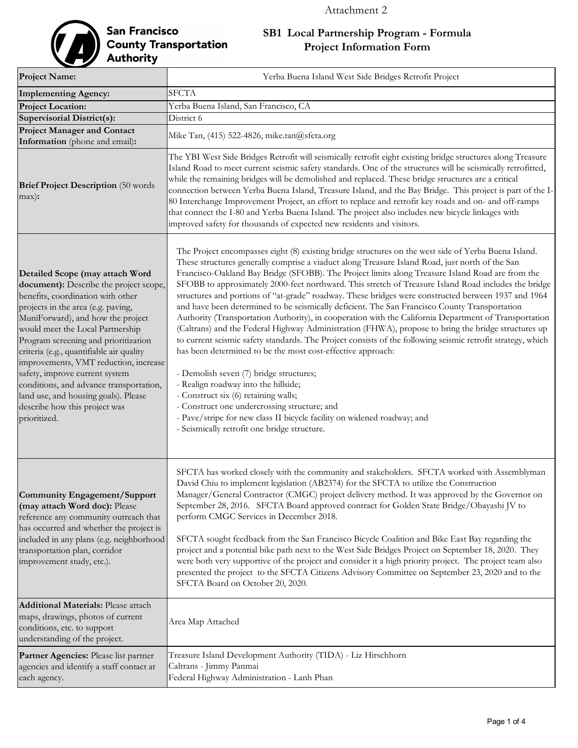Attachment 2

**San Francisco County Transportation Authority**

## SB1 Local Partnership Program - Formula
## Project Information Form

| | |
|---|---|
| **Project Name:** | Yerba Buena Island West Side Bridges Retrofit Project |
| **Implementing Agency:** | SFCTA |
| **Project Location:** | Yerba Buena Island, San Francisco, CA |
| **Supervisorial District(s):** | District 6 |
| **Project Manager and Contact Information** (phone and email)**:** | Mike Tan, (415) 522-4826, mike.tan@sfcta.org |
| **Brief Project Description** (50 words max)**:** | The YBI West Side Bridges Retrofit will seismically retrofit eight existing bridge structures along Treasure Island Road to meet current seismic safety standards. One of the structures will be seismically retrofitted, while the remaining bridges will be demolished and replaced. These bridge structures are a critical connection between Yerba Buena Island, Treasure Island, and the Bay Bridge. This project is part of the I-80 Interchange Improvement Project, an effort to replace and retrofit key roads and on- and off-ramps that connect the I-80 and Yerba Buena Island. The project also includes new bicycle linkages with improved safety for thousands of expected new residents and visitors. |
| **Detailed Scope (may attach Word document):** Describe the project scope, benefits, coordination with other projects in the area (e.g. paving, MuniForward), and how the project would meet the Local Partnership Program screening and prioritization criteria (e.g., quantifiable air quality improvements, VMT reduction, increase safety, improve current system conditions, and advance transportation, land use, and housing goals). Please describe how this project was prioritized. | The Project encompasses eight (8) existing bridge structures on the west side of Yerba Buena Island. These structures generally comprise a viaduct along Treasure Island Road, just north of the San Francisco-Oakland Bay Bridge (SFOBB). The Project limits along Treasure Island Road are from the SFOBB to approximately 2000-feet northward. This stretch of Treasure Island Road includes the bridge structures and portions of "at-grade" roadway. These bridges were constructed between 1937 and 1964 and have been determined to be seismically deficient. The San Francisco County Transportation Authority (Transportation Authority), in cooperation with the California Department of Transportation (Caltrans) and the Federal Highway Administration (FHWA), propose to bring the bridge structures up to current seismic safety standards. The Project consists of the following seismic retrofit strategy, which has been determined to be the most cost-effective approach:<br><br>- Demolish seven (7) bridge structures;<br>- Realign roadway into the hillside;<br>- Construct six (6) retaining walls;<br>- Construct one undercrossing structure; and<br>- Pave/stripe for new class II bicycle facility on widened roadway; and<br>- Seismically retrofit one bridge structure. |
| **Community Engagement/Support (may attach Word doc):** Please reference any community outreach that has occurred and whether the project is included in any plans (e.g. neighborhood transportation plan, corridor improvement study, etc.). | SFCTA has worked closely with the community and stakeholders. SFCTA worked with Assemblyman David Chiu to implement legislation (AB2374) for the SFCTA to utilize the Construction Manager/General Contractor (CMGC) project delivery method. It was approved by the Governor on September 28, 2016. SFCTA Board approved contract for Golden State Bridge/Obayashi JV to perform CMGC Services in December 2018.<br><br>SFCTA sought feedback from the San Francisco Bicycle Coalition and Bike East Bay regarding the project and a potential bike path next to the West Side Bridges Project on September 18, 2020. They were both very supportive of the project and consider it a high priority project. The project team also presented the project to the SFCTA Citizens Advisory Committee on September 23, 2020 and to the SFCTA Board on October 20, 2020. |
| **Additional Materials:** Please attach maps, drawings, photos of current conditions, etc. to support understanding of the project. | Area Map Attached |
| **Partner Agencies:** Please list partner agencies and identify a staff contact at each agency. | Treasure Island Development Authority (TIDA) - Liz Hirschhorn<br>Caltrans - Jimmy Panmai<br>Federal Highway Administration - Lanh Phan |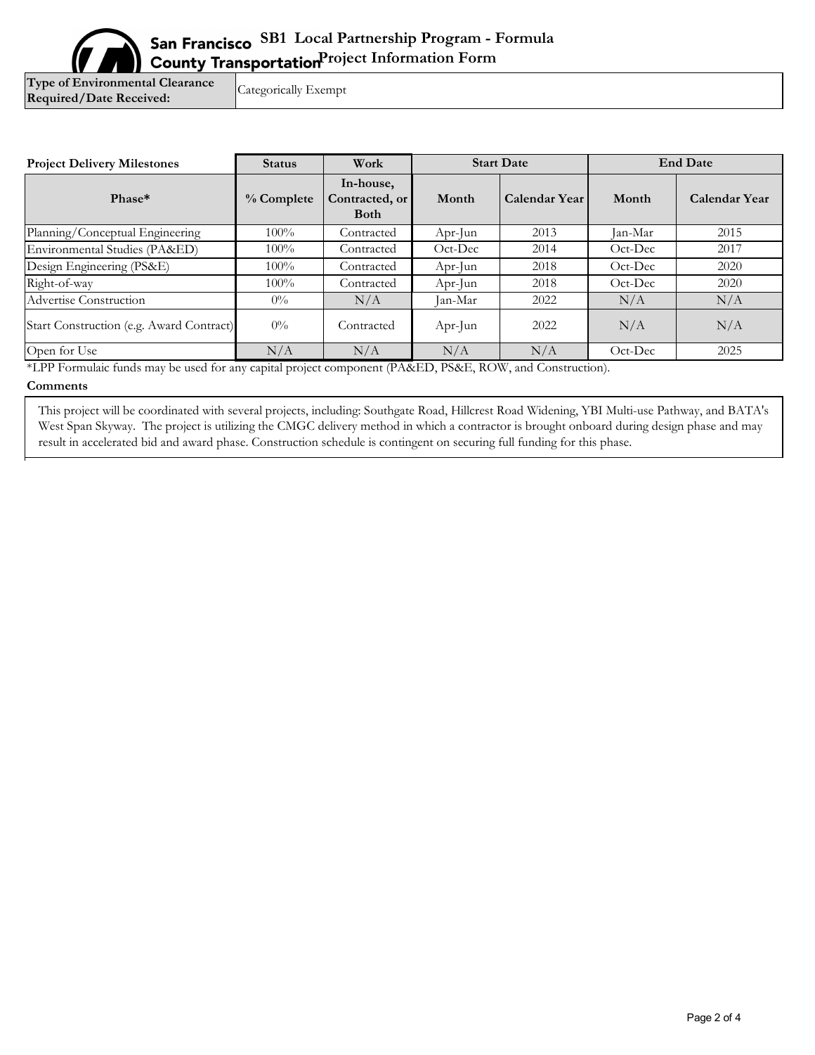# SB1 Local Partnership Program - Formula Project Information Form

| Type of Environmental Clearance Required/Date Received: | Categorically Exempt |
|---|---|

| Project Delivery Milestones | Status | Work | Start Date | | End Date | |
|---|---|---|---|---|---|---|
| Phase* | % Complete | In-house, Contracted, or Both | Month | Calendar Year | Month | Calendar Year |
| Planning/Conceptual Engineering | 100% | Contracted | Apr-Jun | 2013 | Jan-Mar | 2015 |
| Environmental Studies (PA&ED) | 100% | Contracted | Oct-Dec | 2014 | Oct-Dec | 2017 |
| Design Engineering (PS&E) | 100% | Contracted | Apr-Jun | 2018 | Oct-Dec | 2020 |
| Right-of-way | 100% | Contracted | Apr-Jun | 2018 | Oct-Dec | 2020 |
| Advertise Construction | 0% | N/A | Jan-Mar | 2022 | N/A | N/A |
| Start Construction (e.g. Award Contract) | 0% | Contracted | Apr-Jun | 2022 | N/A | N/A |
| Open for Use | N/A | N/A | N/A | N/A | Oct-Dec | 2025 |

*LPP Formulaic funds may be used for any capital project component (PA&ED, PS&E, ROW, and Construction).

**Comments**

This project will be coordinated with several projects, including: Southgate Road, Hillcrest Road Widening, YBI Multi-use Pathway, and BATA's West Span Skyway. The project is utilizing the CMGC delivery method in which a contractor is brought onboard during design phase and may result in accelerated bid and award phase. Construction schedule is contingent on securing full funding for this phase.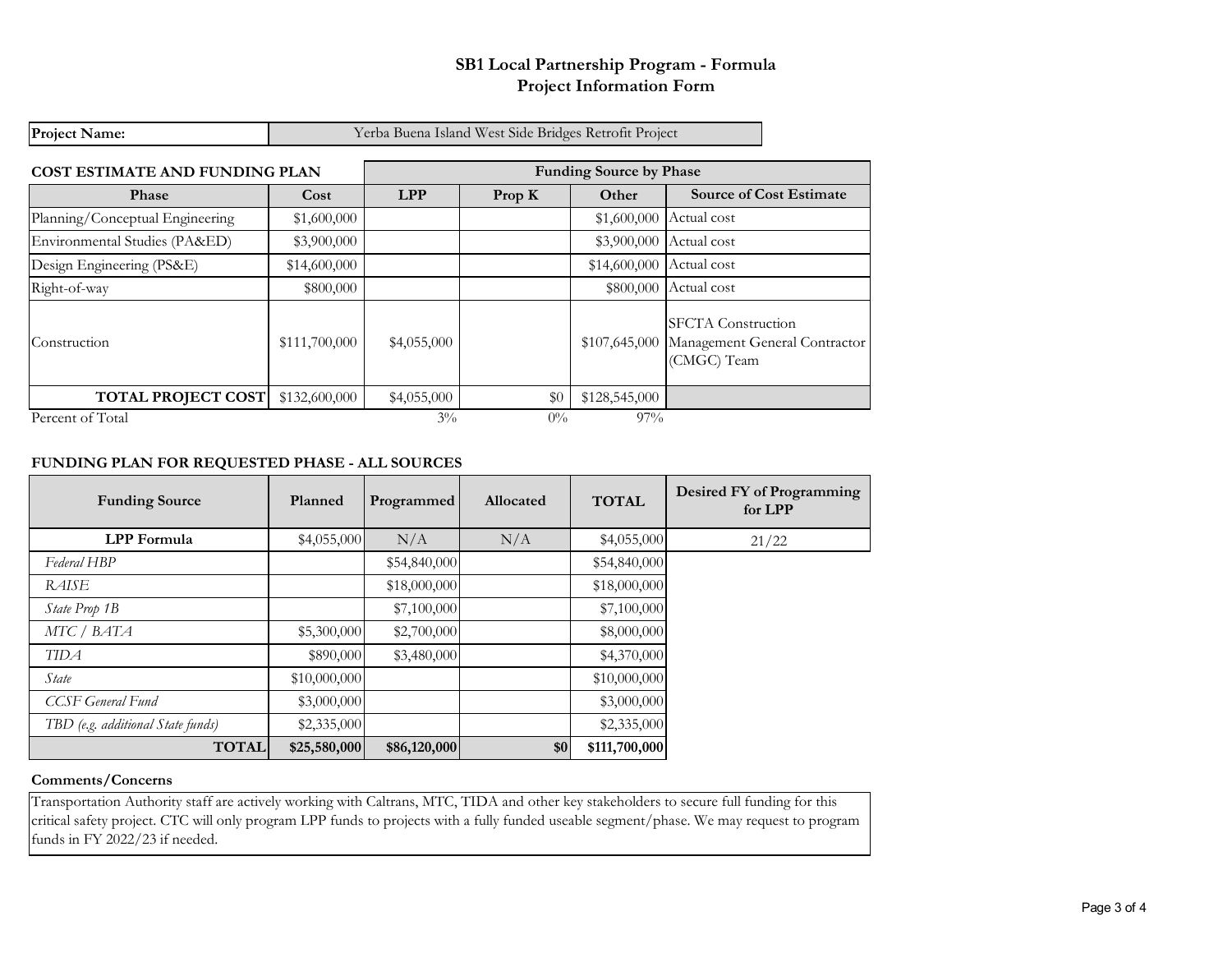# SB1 Local Partnership Program - Formula
# Project Information Form

| **Project Name:** | Yerba Buena Island West Side Bridges Retrofit Project |
|---|---|

**COST ESTIMATE AND FUNDING PLAN**

| Phase | Cost | LPP | Prop K | Other | Source of Cost Estimate |
|---|---|---|---|---|---|
| | | Funding Source by Phase | | | |
| Planning/Conceptual Engineering | $1,600,000 | | | $1,600,000 | Actual cost |
| Environmental Studies (PA&ED) | $3,900,000 | | | $3,900,000 | Actual cost |
| Design Engineering (PS&E) | $14,600,000 | | | $14,600,000 | Actual cost |
| Right-of-way | $800,000 | | | $800,000 | Actual cost |
| Construction | $111,700,000 | $4,055,000 | | $107,645,000 | SFCTA Construction Management General Contractor (CMGC) Team |
| **TOTAL PROJECT COST** | $132,600,000 | $4,055,000 | $0 | $128,545,000 | |
| Percent of Total | | 3% | 0% | 97% | |

**FUNDING PLAN FOR REQUESTED PHASE - ALL SOURCES**

| Funding Source | Planned | Programmed | Allocated | TOTAL | Desired FY of Programming for LPP |
|---|---|---|---|---|---|
| **LPP Formula** | $4,055,000 | N/A | N/A | $4,055,000 | 21/22 |
| *Federal HBP* | | $54,840,000 | | $54,840,000 | |
| *RAISE* | | $18,000,000 | | $18,000,000 | |
| *State Prop 1B* | | $7,100,000 | | $7,100,000 | |
| *MTC / BATA* | $5,300,000 | $2,700,000 | | $8,000,000 | |
| *TIDA* | $890,000 | $3,480,000 | | $4,370,000 | |
| *State* | $10,000,000 | | | $10,000,000 | |
| *CCSF General Fund* | $3,000,000 | | | $3,000,000 | |
| *TBD (e.g. additional State funds)* | $2,335,000 | | | $2,335,000 | |
| **TOTAL** | **$25,580,000** | **$86,120,000** | **$0** | **$111,700,000** | |

**Comments/Concerns**

Transportation Authority staff are actively working with Caltrans, MTC, TIDA and other key stakeholders to secure full funding for this critical safety project. CTC will only program LPP funds to projects with a fully funded useable segment/phase. We may request to program funds in FY 2022/23 if needed.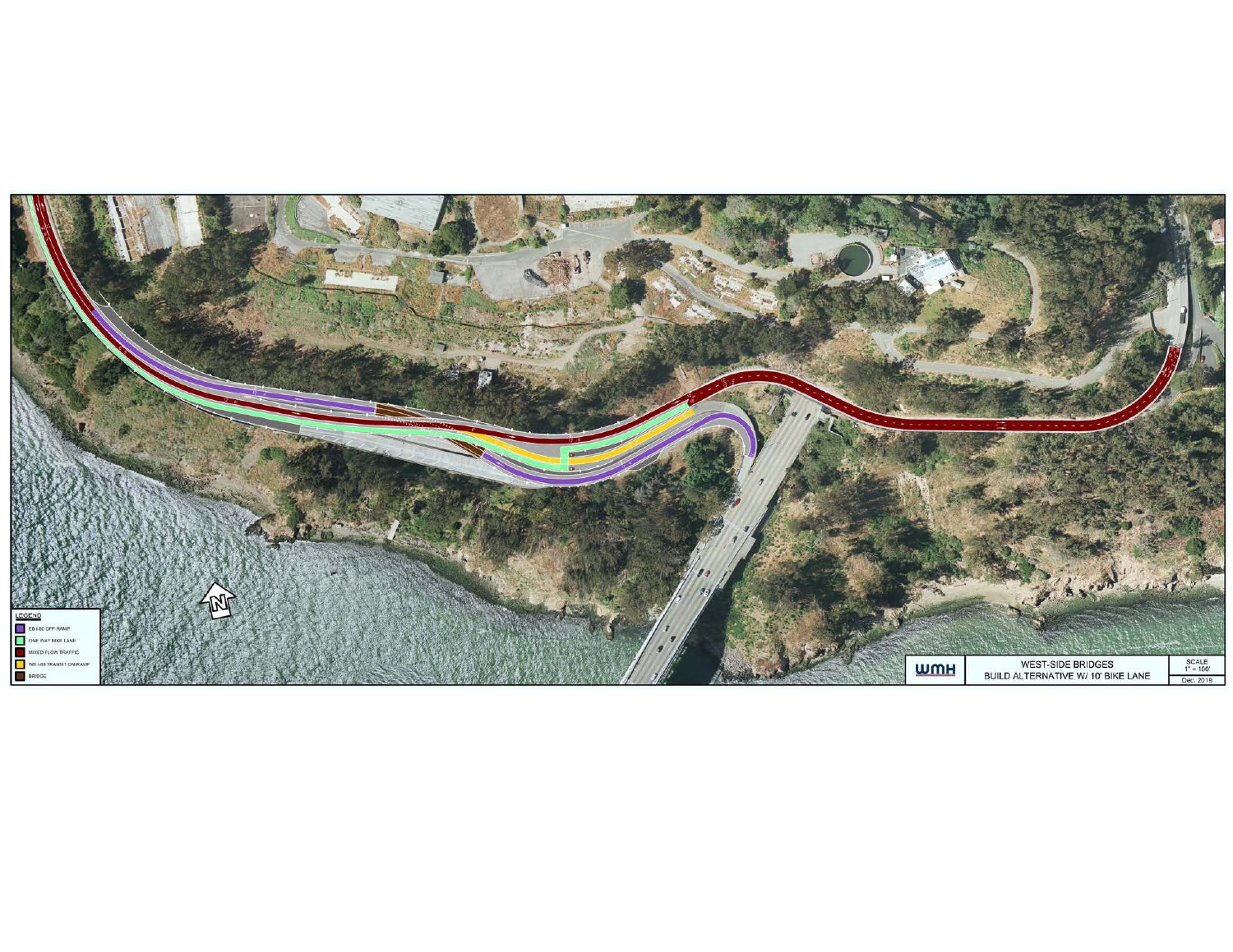LEGEND

- EB I-80 OFF-RAMP
- ONE WAY BIKE LANE
- MIXED FLOW TRAFFIC
- WB I-80 TRANSIT ON-RAMP
- BRIDGE

N

WMH

WEST-SIDE BRIDGES
BUILD ALTERNATIVE W/ 10' BIKE LANE

SCALE
1" = 100'

Dec. 2019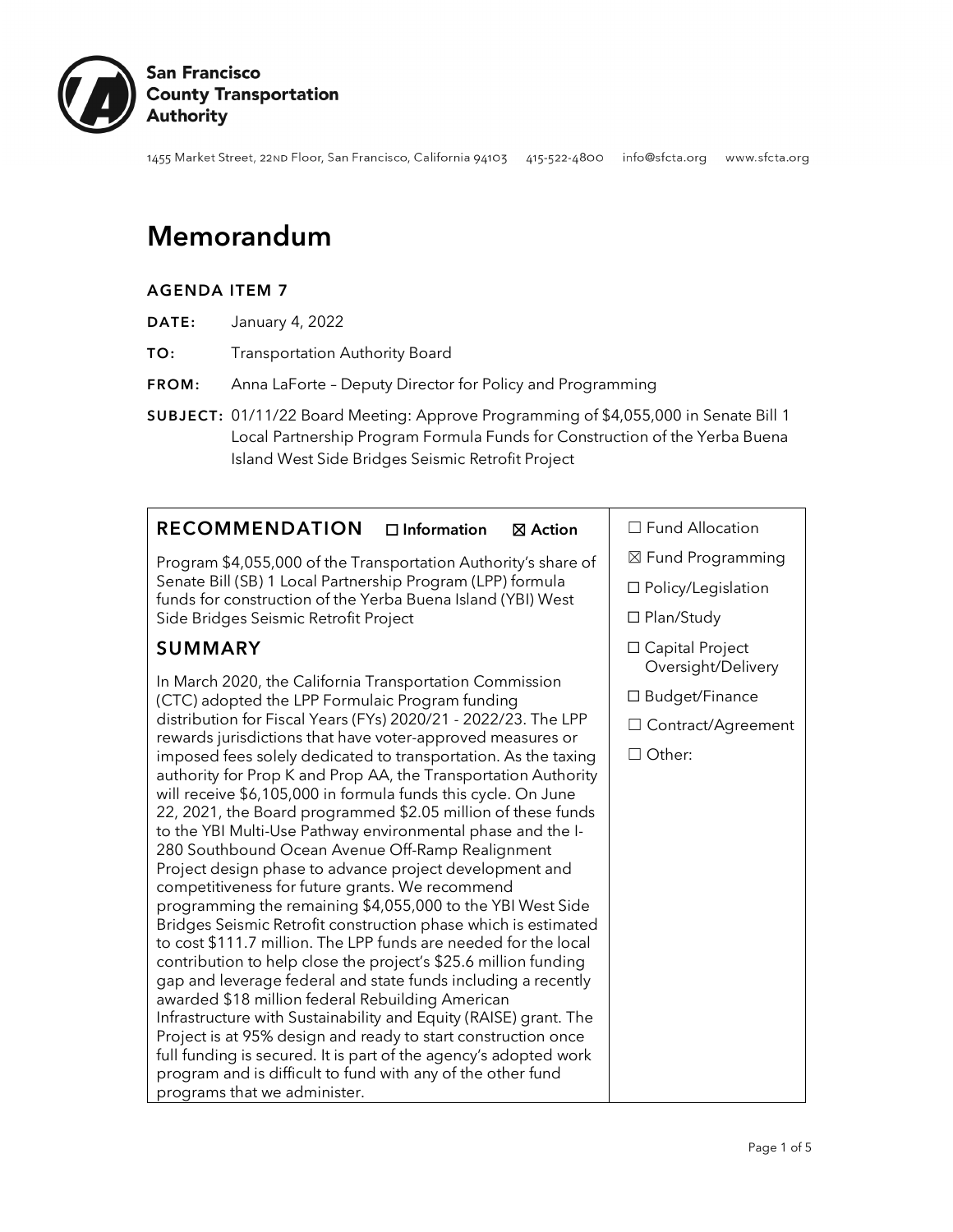**San Francisco County Transportation Authority**

1455 Market Street, 22ND Floor, San Francisco, California 94103 415-522-4800 info@sfcta.org www.sfcta.org

# Memorandum

## AGENDA ITEM 7

**DATE:** January 4, 2022

**TO:** Transportation Authority Board

**FROM:** Anna LaForte – Deputy Director for Policy and Programming

**SUBJECT:** 01/11/22 Board Meeting: Approve Programming of $4,055,000 in Senate Bill 1 Local Partnership Program Formula Funds for Construction of the Yerba Buena Island West Side Bridges Seismic Retrofit Project

## RECOMMENDATION ☐ Information ☒ Action

Program $4,055,000 of the Transportation Authority's share of Senate Bill (SB) 1 Local Partnership Program (LPP) formula funds for construction of the Yerba Buena Island (YBI) West Side Bridges Seismic Retrofit Project

## SUMMARY

In March 2020, the California Transportation Commission (CTC) adopted the LPP Formulaic Program funding distribution for Fiscal Years (FYs) 2020/21 - 2022/23. The LPP rewards jurisdictions that have voter-approved measures or imposed fees solely dedicated to transportation. As the taxing authority for Prop K and Prop AA, the Transportation Authority will receive $6,105,000 in formula funds this cycle. On June 22, 2021, the Board programmed $2.05 million of these funds to the YBI Multi-Use Pathway environmental phase and the I-280 Southbound Ocean Avenue Off-Ramp Realignment Project design phase to advance project development and competitiveness for future grants. We recommend programming the remaining $4,055,000 to the YBI West Side Bridges Seismic Retrofit construction phase which is estimated to cost $111.7 million. The LPP funds are needed for the local contribution to help close the project's $25.6 million funding gap and leverage federal and state funds including a recently awarded $18 million federal Rebuilding American Infrastructure with Sustainability and Equity (RAISE) grant. The Project is at 95% design and ready to start construction once full funding is secured. It is part of the agency's adopted work program and is difficult to fund with any of the other fund programs that we administer.

- ☐ Fund Allocation
- ☒ Fund Programming
- ☐ Policy/Legislation
- ☐ Plan/Study
- ☐ Capital Project Oversight/Delivery
- ☐ Budget/Finance
- ☐ Contract/Agreement
- ☐ Other: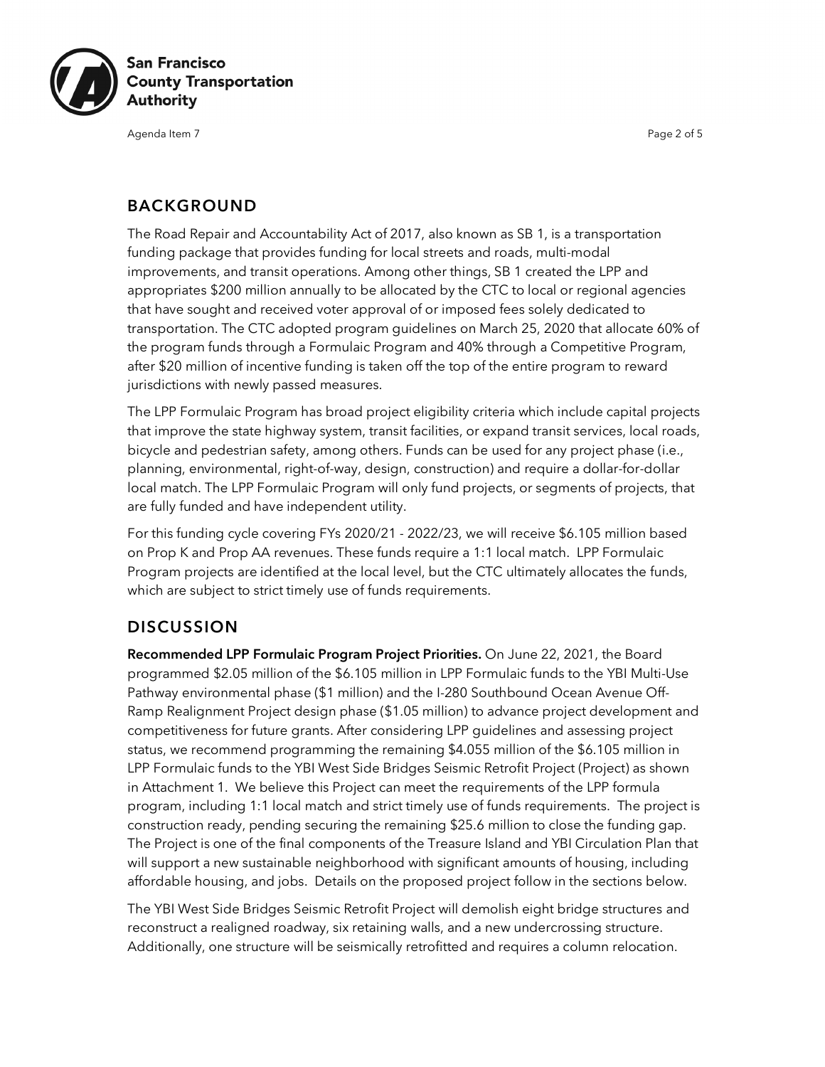## BACKGROUND

The Road Repair and Accountability Act of 2017, also known as SB 1, is a transportation funding package that provides funding for local streets and roads, multi-modal improvements, and transit operations. Among other things, SB 1 created the LPP and appropriates $200 million annually to be allocated by the CTC to local or regional agencies that have sought and received voter approval of or imposed fees solely dedicated to transportation. The CTC adopted program guidelines on March 25, 2020 that allocate 60% of the program funds through a Formulaic Program and 40% through a Competitive Program, after $20 million of incentive funding is taken off the top of the entire program to reward jurisdictions with newly passed measures.

The LPP Formulaic Program has broad project eligibility criteria which include capital projects that improve the state highway system, transit facilities, or expand transit services, local roads, bicycle and pedestrian safety, among others. Funds can be used for any project phase (i.e., planning, environmental, right-of-way, design, construction) and require a dollar-for-dollar local match. The LPP Formulaic Program will only fund projects, or segments of projects, that are fully funded and have independent utility.

For this funding cycle covering FYs 2020/21 - 2022/23, we will receive $6.105 million based on Prop K and Prop AA revenues. These funds require a 1:1 local match. LPP Formulaic Program projects are identified at the local level, but the CTC ultimately allocates the funds, which are subject to strict timely use of funds requirements.

## DISCUSSION

**Recommended LPP Formulaic Program Project Priorities.** On June 22, 2021, the Board programmed $2.05 million of the $6.105 million in LPP Formulaic funds to the YBI Multi-Use Pathway environmental phase ($1 million) and the I-280 Southbound Ocean Avenue Off-Ramp Realignment Project design phase ($1.05 million) to advance project development and competitiveness for future grants. After considering LPP guidelines and assessing project status, we recommend programming the remaining $4.055 million of the $6.105 million in LPP Formulaic funds to the YBI West Side Bridges Seismic Retrofit Project (Project) as shown in Attachment 1. We believe this Project can meet the requirements of the LPP formula program, including 1:1 local match and strict timely use of funds requirements. The project is construction ready, pending securing the remaining $25.6 million to close the funding gap. The Project is one of the final components of the Treasure Island and YBI Circulation Plan that will support a new sustainable neighborhood with significant amounts of housing, including affordable housing, and jobs. Details on the proposed project follow in the sections below.

The YBI West Side Bridges Seismic Retrofit Project will demolish eight bridge structures and reconstruct a realigned roadway, six retaining walls, and a new undercrossing structure. Additionally, one structure will be seismically retrofitted and requires a column relocation.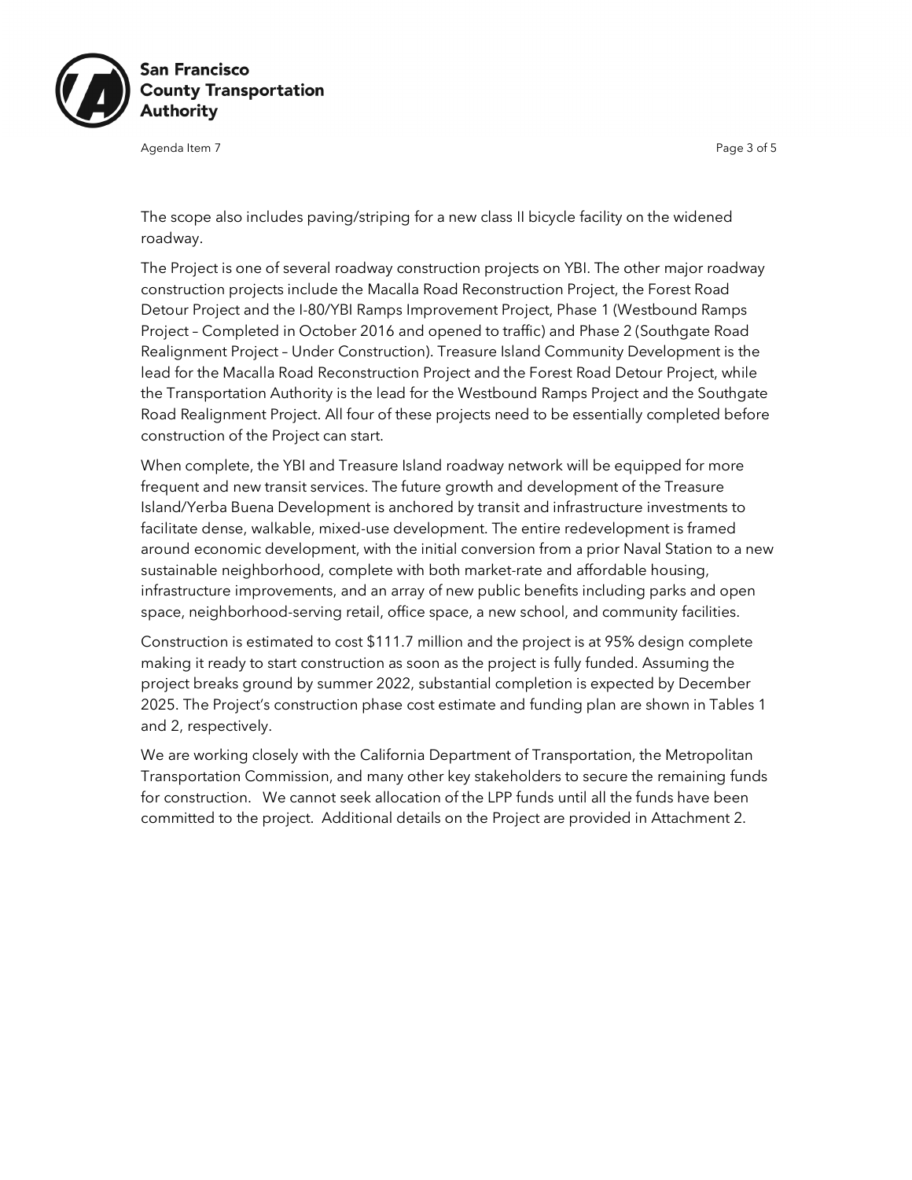The scope also includes paving/striping for a new class II bicycle facility on the widened roadway.

The Project is one of several roadway construction projects on YBI. The other major roadway construction projects include the Macalla Road Reconstruction Project, the Forest Road Detour Project and the I-80/YBI Ramps Improvement Project, Phase 1 (Westbound Ramps Project – Completed in October 2016 and opened to traffic) and Phase 2 (Southgate Road Realignment Project – Under Construction). Treasure Island Community Development is the lead for the Macalla Road Reconstruction Project and the Forest Road Detour Project, while the Transportation Authority is the lead for the Westbound Ramps Project and the Southgate Road Realignment Project. All four of these projects need to be essentially completed before construction of the Project can start.

When complete, the YBI and Treasure Island roadway network will be equipped for more frequent and new transit services. The future growth and development of the Treasure Island/Yerba Buena Development is anchored by transit and infrastructure investments to facilitate dense, walkable, mixed-use development. The entire redevelopment is framed around economic development, with the initial conversion from a prior Naval Station to a new sustainable neighborhood, complete with both market-rate and affordable housing, infrastructure improvements, and an array of new public benefits including parks and open space, neighborhood-serving retail, office space, a new school, and community facilities.

Construction is estimated to cost $111.7 million and the project is at 95% design complete making it ready to start construction as soon as the project is fully funded. Assuming the project breaks ground by summer 2022, substantial completion is expected by December 2025. The Project's construction phase cost estimate and funding plan are shown in Tables 1 and 2, respectively.

We are working closely with the California Department of Transportation, the Metropolitan Transportation Commission, and many other key stakeholders to secure the remaining funds for construction. We cannot seek allocation of the LPP funds until all the funds have been committed to the project. Additional details on the Project are provided in Attachment 2.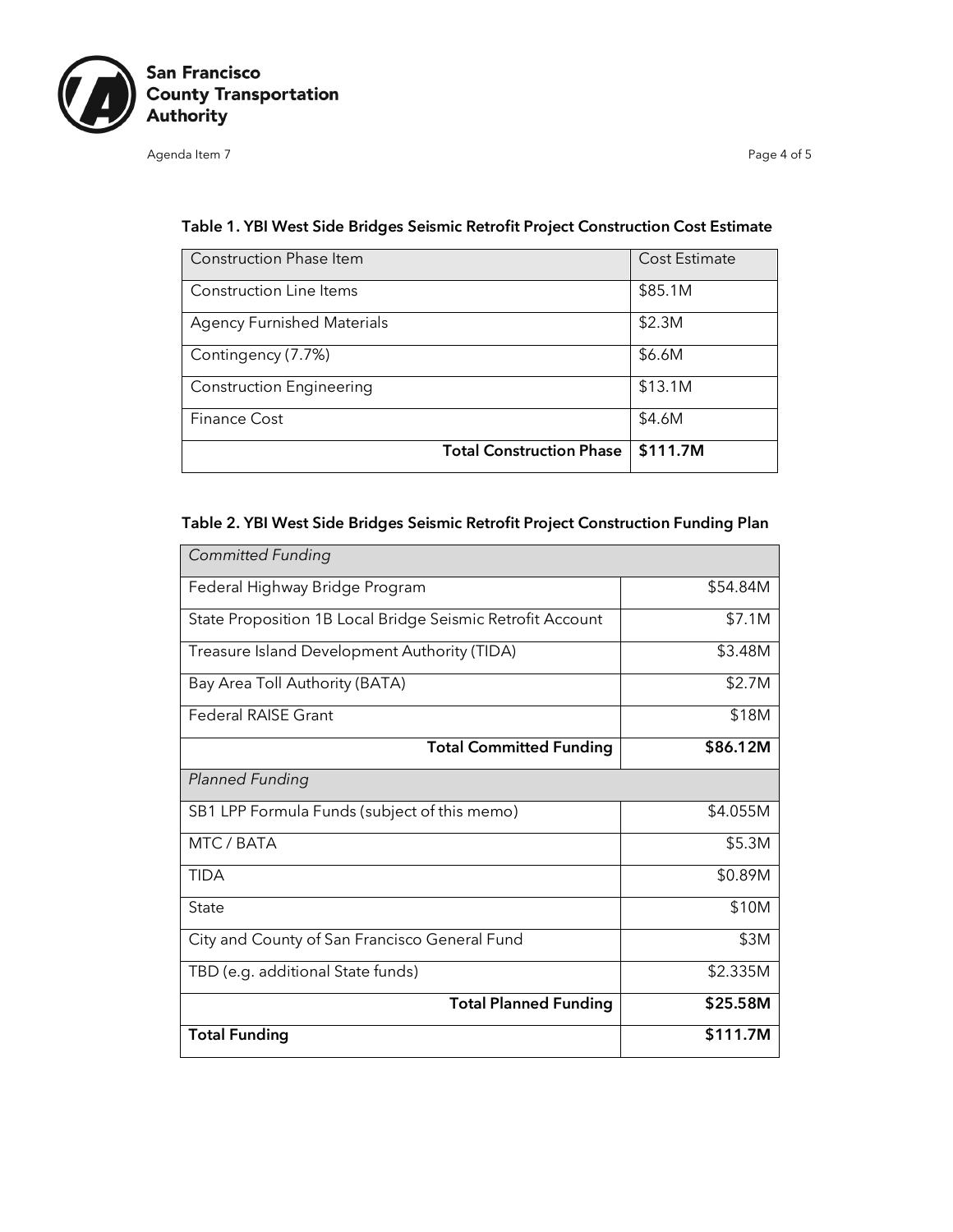**Table 1. YBI West Side Bridges Seismic Retrofit Project Construction Cost Estimate**

| Construction Phase Item | Cost Estimate |
| --- | --- |
| Construction Line Items | $85.1M |
| Agency Furnished Materials | $2.3M |
| Contingency (7.7%) | $6.6M |
| Construction Engineering | $13.1M |
| Finance Cost | $4.6M |
| **Total Construction Phase** | **$111.7M** |

**Table 2. YBI West Side Bridges Seismic Retrofit Project Construction Funding Plan**

| | |
| --- | --- |
| *Committed Funding* | |
| Federal Highway Bridge Program | $54.84M |
| State Proposition 1B Local Bridge Seismic Retrofit Account | $7.1M |
| Treasure Island Development Authority (TIDA) | $3.48M |
| Bay Area Toll Authority (BATA) | $2.7M |
| Federal RAISE Grant | $18M |
| **Total Committed Funding** | **$86.12M** |
| *Planned Funding* | |
| SB1 LPP Formula Funds (subject of this memo) | $4.055M |
| MTC / BATA | $5.3M |
| TIDA | $0.89M |
| State | $10M |
| City and County of San Francisco General Fund | $3M |
| TBD (e.g. additional State funds) | $2.335M |
| **Total Planned Funding** | **$25.58M** |
| **Total Funding** | **$111.7M** |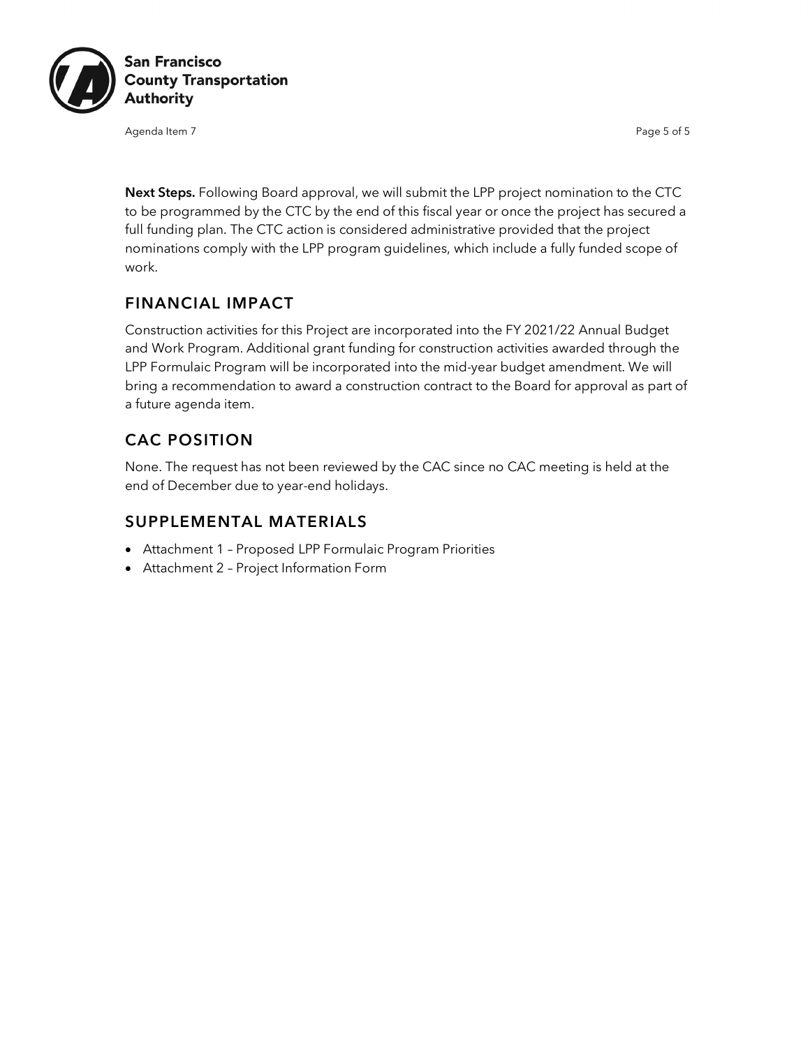**Next Steps.** Following Board approval, we will submit the LPP project nomination to the CTC to be programmed by the CTC by the end of this fiscal year or once the project has secured a full funding plan. The CTC action is considered administrative provided that the project nominations comply with the LPP program guidelines, which include a fully funded scope of work.

## FINANCIAL IMPACT

Construction activities for this Project are incorporated into the FY 2021/22 Annual Budget and Work Program. Additional grant funding for construction activities awarded through the LPP Formulaic Program will be incorporated into the mid-year budget amendment. We will bring a recommendation to award a construction contract to the Board for approval as part of a future agenda item.

## CAC POSITION

None. The request has not been reviewed by the CAC since no CAC meeting is held at the end of December due to year-end holidays.

## SUPPLEMENTAL MATERIALS

- Attachment 1 – Proposed LPP Formulaic Program Priorities
- Attachment 2 – Project Information Form